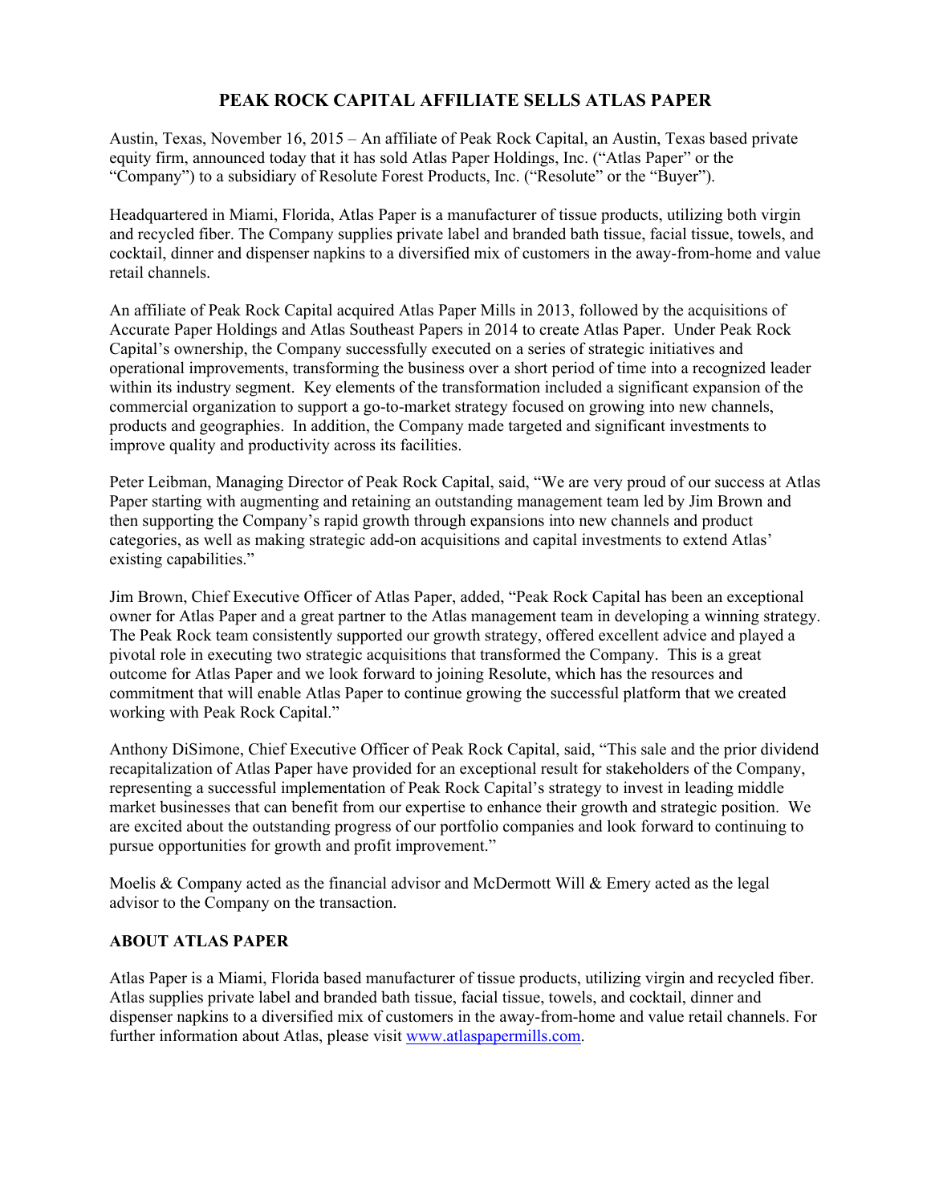# PEAK ROCK CAPITAL AFFILIATE SELLS ATLAS PAPER

Austin, Texas, November 16, 2015 – An affiliate of Peak Rock Capital, an Austin, Texas based private equity firm, announced today that it has sold Atlas Paper Holdings, Inc. ("Atlas Paper" or the "Company") to a subsidiary of Resolute Forest Products, Inc. ("Resolute" or the "Buyer").

Headquartered in Miami, Florida, Atlas Paper is a manufacturer of tissue products, utilizing both virgin and recycled fiber. The Company supplies private label and branded bath tissue, facial tissue, towels, and cocktail, dinner and dispenser napkins to a diversified mix of customers in the away-from-home and value retail channels.

An affiliate of Peak Rock Capital acquired Atlas Paper Mills in 2013, followed by the acquisitions of Accurate Paper Holdings and Atlas Southeast Papers in 2014 to create Atlas Paper. Under Peak Rock Capital's ownership, the Company successfully executed on a series of strategic initiatives and operational improvements, transforming the business over a short period of time into a recognized leader within its industry segment. Key elements of the transformation included a significant expansion of the commercial organization to support a go-to-market strategy focused on growing into new channels, products and geographies. In addition, the Company made targeted and significant investments to improve quality and productivity across its facilities.

Peter Leibman, Managing Director of Peak Rock Capital, said, "We are very proud of our success at Atlas Paper starting with augmenting and retaining an outstanding management team led by Jim Brown and then supporting the Company's rapid growth through expansions into new channels and product categories, as well as making strategic add-on acquisitions and capital investments to extend Atlas' existing capabilities."

Jim Brown, Chief Executive Officer of Atlas Paper, added, "Peak Rock Capital has been an exceptional owner for Atlas Paper and a great partner to the Atlas management team in developing a winning strategy. The Peak Rock team consistently supported our growth strategy, offered excellent advice and played a pivotal role in executing two strategic acquisitions that transformed the Company. This is a great outcome for Atlas Paper and we look forward to joining Resolute, which has the resources and commitment that will enable Atlas Paper to continue growing the successful platform that we created working with Peak Rock Capital."

Anthony DiSimone, Chief Executive Officer of Peak Rock Capital, said, "This sale and the prior dividend recapitalization of Atlas Paper have provided for an exceptional result for stakeholders of the Company, representing a successful implementation of Peak Rock Capital's strategy to invest in leading middle market businesses that can benefit from our expertise to enhance their growth and strategic position. We are excited about the outstanding progress of our portfolio companies and look forward to continuing to pursue opportunities for growth and profit improvement."

Moelis & Company acted as the financial advisor and McDermott Will & Emery acted as the legal advisor to the Company on the transaction.

## ABOUT ATLAS PAPER

Atlas Paper is a Miami, Florida based manufacturer of tissue products, utilizing virgin and recycled fiber. Atlas supplies private label and branded bath tissue, facial tissue, towels, and cocktail, dinner and dispenser napkins to a diversified mix of customers in the away-from-home and value retail channels. For further information about Atlas, please visit www.atlaspapermills.com.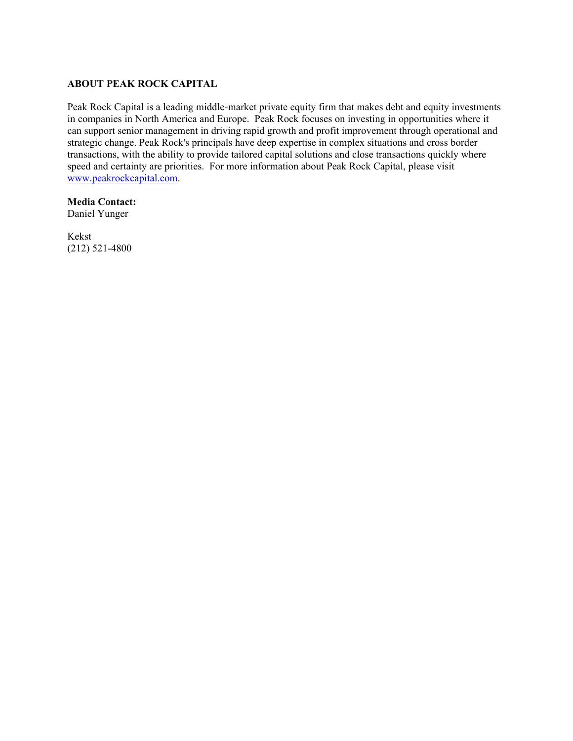**ABOUT PEAK ROCK CAPITAL**

Peak Rock Capital is a leading middle-market private equity firm that makes debt and equity investments in companies in North America and Europe. Peak Rock focuses on investing in opportunities where it can support senior management in driving rapid growth and profit improvement through operational and strategic change. Peak Rock's principals have deep expertise in complex situations and cross border transactions, with the ability to provide tailored capital solutions and close transactions quickly where speed and certainty are priorities. For more information about Peak Rock Capital, please visit [www.peakrockcapital.com](http://www.peakrockcapital.com).

**Media Contact:**
Daniel Yunger

Kekst
(212) 521-4800